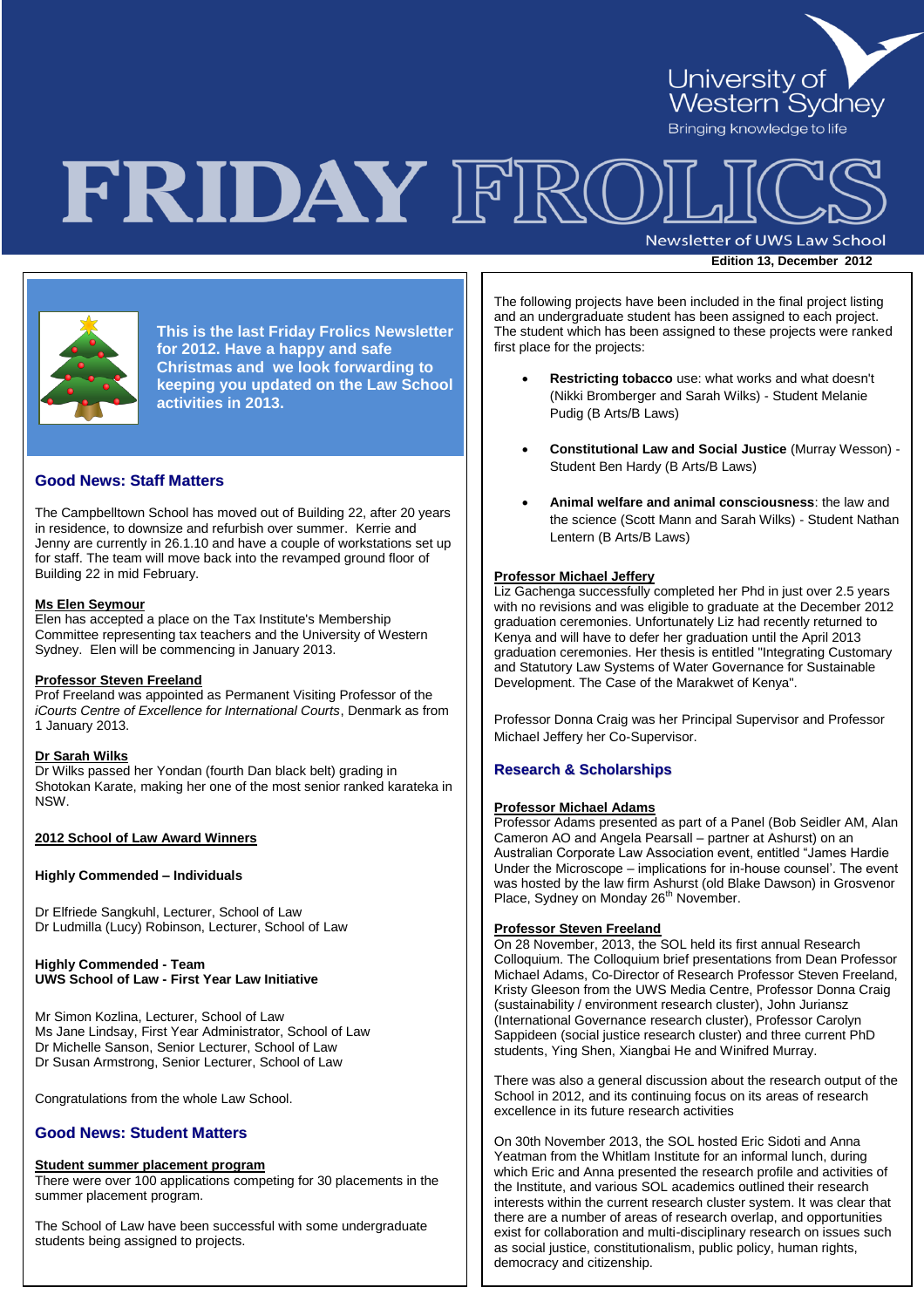University of Western Sydney
Bringing knowledge to life

# FRIDAY FROLICS

Newsletter of UWS Law School

**Edition 13, December 2012**

**This is the last Friday Frolics Newsletter for 2012. Have a happy and safe Christmas and we look forward to keeping you updated on the Law School activities in 2013.**

## Good News: Staff Matters

The Campbelltown School has moved out of Building 22, after 20 years in residence, to downsize and refurbish over summer. Kerrie and Jenny are currently in 26.1.10 and have a couple of workstations set up for staff. The team will move back into the revamped ground floor of Building 22 in mid February.

**Ms Elen Seymour**
Elen has accepted a place on the Tax Institute's Membership Committee representing tax teachers and the University of Western Sydney. Elen will be commencing in January 2013.

**Professor Steven Freeland**
Prof Freeland was appointed as Permanent Visiting Professor of the *iCourts Centre of Excellence for International Courts*, Denmark as from 1 January 2013.

**Dr Sarah Wilks**
Dr Wilks passed her Yondan (fourth Dan black belt) grading in Shotokan Karate, making her one of the most senior ranked karateka in NSW.

**2012 School of Law Award Winners**

**Highly Commended – Individuals**

Dr Elfriede Sangkuhl, Lecturer, School of Law
Dr Ludmilla (Lucy) Robinson, Lecturer, School of Law

**Highly Commended - Team**
**UWS School of Law - First Year Law Initiative**

Mr Simon Kozlina, Lecturer, School of Law
Ms Jane Lindsay, First Year Administrator, School of Law
Dr Michelle Sanson, Senior Lecturer, School of Law
Dr Susan Armstrong, Senior Lecturer, School of Law

Congratulations from the whole Law School.

## Good News: Student Matters

**Student summer placement program**
There were over 100 applications competing for 30 placements in the summer placement program.

The School of Law have been successful with some undergraduate students being assigned to projects.

The following projects have been included in the final project listing and an undergraduate student has been assigned to each project. The student which has been assigned to these projects were ranked first place for the projects:

- **Restricting tobacco** use: what works and what doesn't (Nikki Bromberger and Sarah Wilks) - Student Melanie Pudig (B Arts/B Laws)
- **Constitutional Law and Social Justice** (Murray Wesson) - Student Ben Hardy (B Arts/B Laws)
- **Animal welfare and animal consciousness**: the law and the science (Scott Mann and Sarah Wilks) - Student Nathan Lentern (B Arts/B Laws)

**Professor Michael Jeffery**
Liz Gachenga successfully completed her Phd in just over 2.5 years with no revisions and was eligible to graduate at the December 2012 graduation ceremonies. Unfortunately Liz had recently returned to Kenya and will have to defer her graduation until the April 2013 graduation ceremonies. Her thesis is entitled "Integrating Customary and Statutory Law Systems of Water Governance for Sustainable Development. The Case of the Marakwet of Kenya".

Professor Donna Craig was her Principal Supervisor and Professor Michael Jeffery her Co-Supervisor.

## Research & Scholarships

**Professor Michael Adams**
Professor Adams presented as part of a Panel (Bob Seidler AM, Alan Cameron AO and Angela Pearsall – partner at Ashurst) on an Australian Corporate Law Association event, entitled "James Hardie Under the Microscope – implications for in-house counsel'. The event was hosted by the law firm Ashurst (old Blake Dawson) in Grosvenor Place, Sydney on Monday 26th November.

**Professor Steven Freeland**
On 28 November, 2013, the SOL held its first annual Research Colloquium. The Colloquium brief presentations from Dean Professor Michael Adams, Co-Director of Research Professor Steven Freeland, Kristy Gleeson from the UWS Media Centre, Professor Donna Craig (sustainability / environment research cluster), John Juriansz (International Governance research cluster), Professor Carolyn Sappideen (social justice research cluster) and three current PhD students, Ying Shen, Xiangbai He and Winifred Murray.

There was also a general discussion about the research output of the School in 2012, and its continuing focus on its areas of research excellence in its future research activities

On 30th November 2013, the SOL hosted Eric Sidoti and Anna Yeatman from the Whitlam Institute for an informal lunch, during which Eric and Anna presented the research profile and activities of the Institute, and various SOL academics outlined their research interests within the current research cluster system. It was clear that there are a number of areas of research overlap, and opportunities exist for collaboration and multi-disciplinary research on issues such as social justice, constitutionalism, public policy, human rights, democracy and citizenship.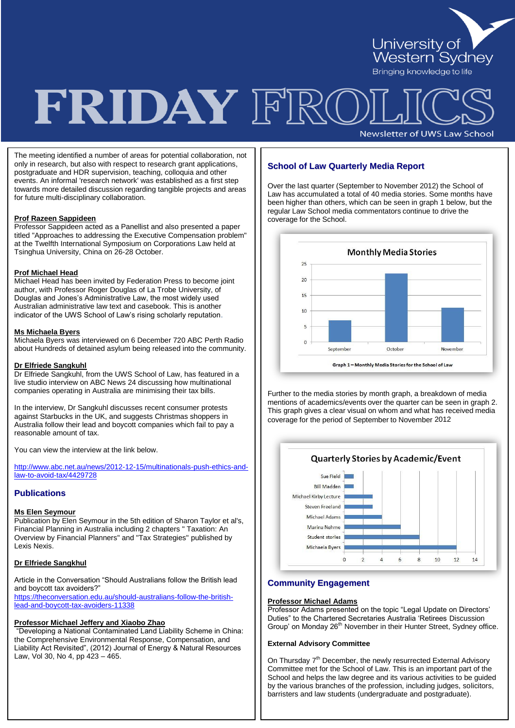# FRIDAY FROLICS

Newsletter of UWS Law School

University of Western Sydney
Bringing knowledge to life

The meeting identified a number of areas for potential collaboration, not only in research, but also with respect to research grant applications, postgraduate and HDR supervision, teaching, colloquia and other events. An informal 'research network' was established as a first step towards more detailed discussion regarding tangible projects and areas for future multi-disciplinary collaboration.

**Prof Razeen Sappideen**
Professor Sappideen acted as a Panellist and also presented a paper titled "Approaches to addressing the Executive Compensation problem" at the Twelfth International Symposium on Corporations Law held at Tsinghua University, China on 26-28 October.

**Prof Michael Head**
Michael Head has been invited by Federation Press to become joint author, with Professor Roger Douglas of La Trobe University, of Douglas and Jones's Administrative Law, the most widely used Australian administrative law text and casebook. This is another indicator of the UWS School of Law's rising scholarly reputation.

**Ms Michaela Byers**
Michaela Byers was interviewed on 6 December 720 ABC Perth Radio about Hundreds of detained asylum being released into the community.

**Dr Elfriede Sangkuhl**
Dr Elfriede Sangkuhl, from the UWS School of Law, has featured in a live studio interview on ABC News 24 discussing how multinational companies operating in Australia are minimising their tax bills.

In the interview, Dr Sangkuhl discusses recent consumer protests against Starbucks in the UK, and suggests Christmas shoppers in Australia follow their lead and boycott companies which fail to pay a reasonable amount of tax.

You can view the interview at the link below.

http://www.abc.net.au/news/2012-12-15/multinationals-push-ethics-and-law-to-avoid-tax/4429728

## Publications

**Ms Elen Seymour**
Publication by Elen Seymour in the 5th edition of Sharon Taylor et al's, Financial Planning in Australia including 2 chapters " Taxation: An Overview by Financial Planners" and "Tax Strategies" published by Lexis Nexis.

**Dr Elfriede Sangkhul**

Article in the Conversation "Should Australians follow the British lead and boycott tax avoiders?"
https://theconversation.edu.au/should-australians-follow-the-british-lead-and-boycott-tax-avoiders-11338

**Professor Michael Jeffery and Xiaobo Zhao**
"Developing a National Contaminated Land Liability Scheme in China: the Comprehensive Environmental Response, Compensation, and Liability Act Revisited", (2012) Journal of Energy & Natural Resources Law, Vol 30, No 4, pp 423 – 465.

## School of Law Quarterly Media Report

Over the last quarter (September to November 2012) the School of Law has accumulated a total of 40 media stories. Some months have been higher than others, which can be seen in graph 1 below, but the regular Law School media commentators continue to drive the coverage for the School.

**Monthly Media Stories**

| Month | Stories |
|---|---|
| September | 7 |
| October | 22 |
| November | 11 |

Graph 1 – Monthly Media Stories for the School of Law

Further to the media stories by month graph, a breakdown of media mentions of academics/events over the quarter can be seen in graph 2. This graph gives a clear visual on whom and what has received media coverage for the period of September to November 2012

**Quarterly Stories by Academic/Event**

| Academic/Event | Stories |
|---|---|
| Sue Field | 1 |
| Bill Madden | 1 |
| Michael Kirby Lecture | 3 |
| Steven Freeland | 3 |
| Michael Adams | 4 |
| Marina Nehme | 6 |
| Student stories | 8 |
| Michaela Byers | 12 |

## Community Engagement

**Professor Michael Adams**
Professor Adams presented on the topic "Legal Update on Directors' Duties" to the Chartered Secretaries Australia 'Retirees Discussion Group' on Monday 26th November in their Hunter Street, Sydney office.

**External Advisory Committee**

On Thursday 7th December, the newly resurrected External Advisory Committee met for the School of Law. This is an important part of the School and helps the law degree and its various activities to be guided by the various branches of the profession, including judges, solicitors, barristers and law students (undergraduate and postgraduate).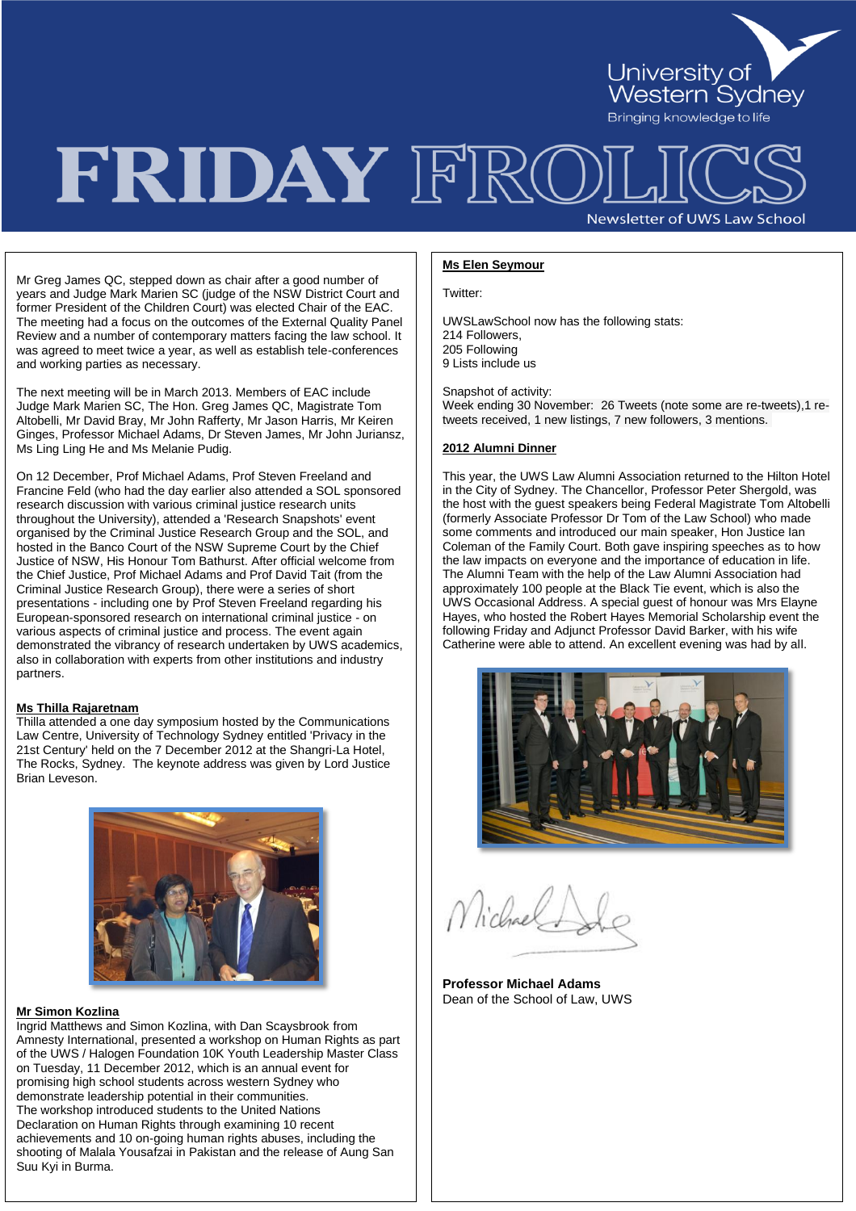# FRIDAY FROLICS

Newsletter of UWS Law School

University of Western Sydney
Bringing knowledge to life

Mr Greg James QC, stepped down as chair after a good number of years and Judge Mark Marien SC (judge of the NSW District Court and former President of the Children Court) was elected Chair of the EAC. The meeting had a focus on the outcomes of the External Quality Panel Review and a number of contemporary matters facing the law school. It was agreed to meet twice a year, as well as establish tele-conferences and working parties as necessary.

The next meeting will be in March 2013. Members of EAC include Judge Mark Marien SC, The Hon. Greg James QC, Magistrate Tom Altobelli, Mr David Bray, Mr John Rafferty, Mr Jason Harris, Mr Keiren Ginges, Professor Michael Adams, Dr Steven James, Mr John Juriansz, Ms Ling Ling He and Ms Melanie Pudig.

On 12 December, Prof Michael Adams, Prof Steven Freeland and Francine Feld (who had the day earlier also attended a SOL sponsored research discussion with various criminal justice research units throughout the University), attended a 'Research Snapshots' event organised by the Criminal Justice Research Group and the SOL, and hosted in the Banco Court of the NSW Supreme Court by the Chief Justice of NSW, His Honour Tom Bathurst. After official welcome from the Chief Justice, Prof Michael Adams and Prof David Tait (from the Criminal Justice Research Group), there were a series of short presentations - including one by Prof Steven Freeland regarding his European-sponsored research on international criminal justice - on various aspects of criminal justice and process. The event again demonstrated the vibrancy of research undertaken by UWS academics, also in collaboration with experts from other institutions and industry partners.

**Ms Thilla Rajaretnam**

Thilla attended a one day symposium hosted by the Communications Law Centre, University of Technology Sydney entitled 'Privacy in the 21st Century' held on the 7 December 2012 at the Shangri-La Hotel, The Rocks, Sydney. The keynote address was given by Lord Justice Brian Leveson.

**Mr Simon Kozlina**

Ingrid Matthews and Simon Kozlina, with Dan Scaysbrook from Amnesty International, presented a workshop on Human Rights as part of the UWS / Halogen Foundation 10K Youth Leadership Master Class on Tuesday, 11 December 2012, which is an annual event for promising high school students across western Sydney who demonstrate leadership potential in their communities.
The workshop introduced students to the United Nations Declaration on Human Rights through examining 10 recent achievements and 10 on-going human rights abuses, including the shooting of Malala Yousafzai in Pakistan and the release of Aung San Suu Kyi in Burma.

**Ms Elen Seymour**

Twitter:

UWSLawSchool now has the following stats:
214 Followers,
205 Following
9 Lists include us

Snapshot of activity:
Week ending 30 November: 26 Tweets (note some are re-tweets),1 re-tweets received, 1 new listings, 7 new followers, 3 mentions.

**2012 Alumni Dinner**

This year, the UWS Law Alumni Association returned to the Hilton Hotel in the City of Sydney. The Chancellor, Professor Peter Shergold, was the host with the guest speakers being Federal Magistrate Tom Altobelli (formerly Associate Professor Dr Tom of the Law School) who made some comments and introduced our main speaker, Hon Justice Ian Coleman of the Family Court. Both gave inspiring speeches as to how the law impacts on everyone and the importance of education in life. The Alumni Team with the help of the Law Alumni Association had approximately 100 people at the Black Tie event, which is also the UWS Occasional Address. A special guest of honour was Mrs Elayne Hayes, who hosted the Robert Hayes Memorial Scholarship event the following Friday and Adjunct Professor David Barker, with his wife Catherine were able to attend. An excellent evening was had by all.

**Professor Michael Adams**
Dean of the School of Law, UWS